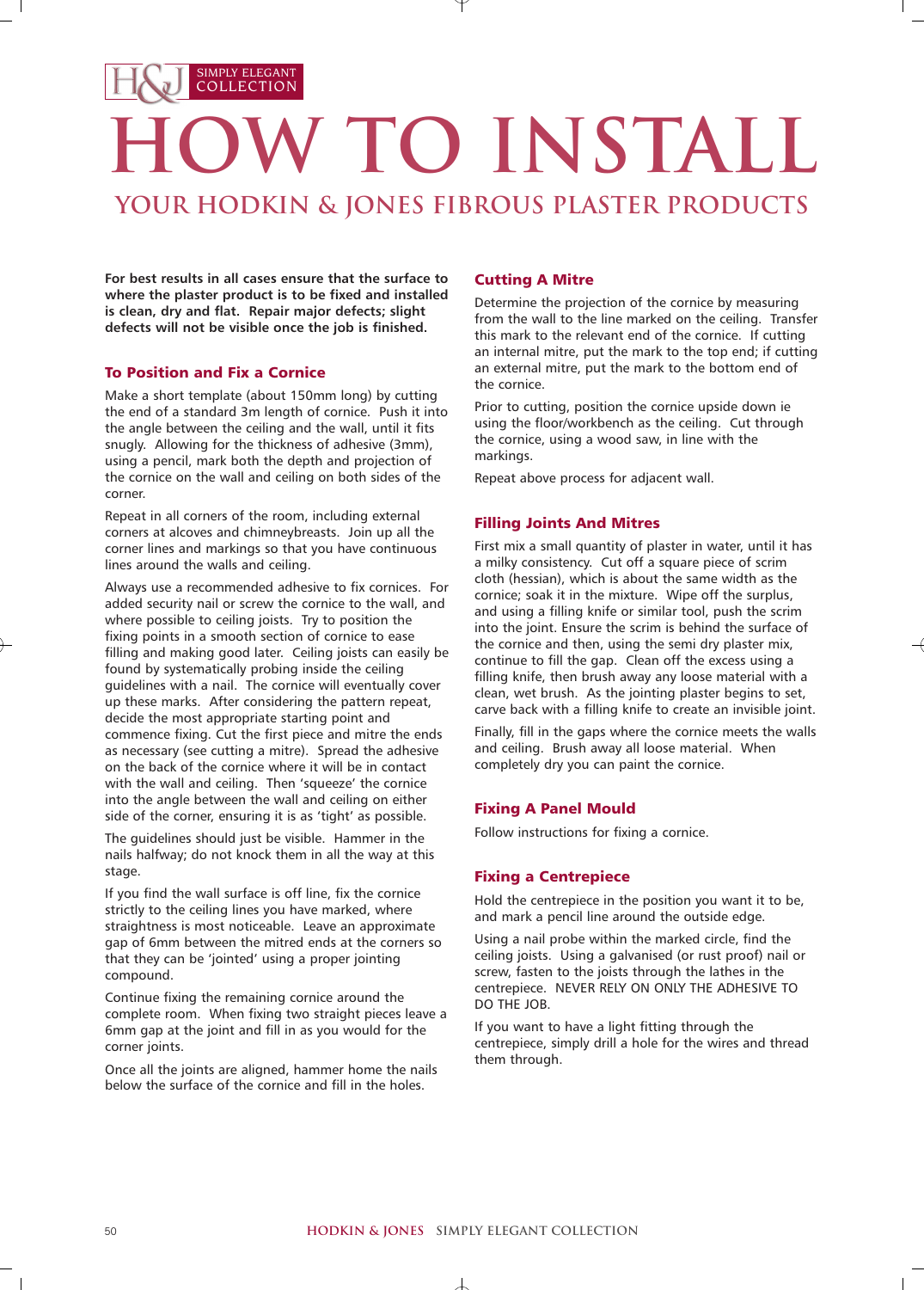H&J SIMPLY ELEGANT COLLECTION

# HOW TO INSTALL

## YOUR HODKIN & JONES FIBROUS PLASTER PRODUCTS

**For best results in all cases ensure that the surface to where the plaster product is to be fixed and installed is clean, dry and flat. Repair major defects; slight defects will not be visible once the job is finished.**

### To Position and Fix a Cornice

Make a short template (about 150mm long) by cutting the end of a standard 3m length of cornice. Push it into the angle between the ceiling and the wall, until it fits snugly. Allowing for the thickness of adhesive (3mm), using a pencil, mark both the depth and projection of the cornice on the wall and ceiling on both sides of the corner.

Repeat in all corners of the room, including external corners at alcoves and chimneybreasts. Join up all the corner lines and markings so that you have continuous lines around the walls and ceiling.

Always use a recommended adhesive to fix cornices. For added security nail or screw the cornice to the wall, and where possible to ceiling joists. Try to position the fixing points in a smooth section of cornice to ease filling and making good later. Ceiling joists can easily be found by systematically probing inside the ceiling guidelines with a nail. The cornice will eventually cover up these marks. After considering the pattern repeat, decide the most appropriate starting point and commence fixing. Cut the first piece and mitre the ends as necessary (see cutting a mitre). Spread the adhesive on the back of the cornice where it will be in contact with the wall and ceiling. Then 'squeeze' the cornice into the angle between the wall and ceiling on either side of the corner, ensuring it is as 'tight' as possible.

The guidelines should just be visible. Hammer in the nails halfway; do not knock them in all the way at this stage.

If you find the wall surface is off line, fix the cornice strictly to the ceiling lines you have marked, where straightness is most noticeable. Leave an approximate gap of 6mm between the mitred ends at the corners so that they can be 'jointed' using a proper jointing compound.

Continue fixing the remaining cornice around the complete room. When fixing two straight pieces leave a 6mm gap at the joint and fill in as you would for the corner joints.

Once all the joints are aligned, hammer home the nails below the surface of the cornice and fill in the holes.

### Cutting A Mitre

Determine the projection of the cornice by measuring from the wall to the line marked on the ceiling. Transfer this mark to the relevant end of the cornice. If cutting an internal mitre, put the mark to the top end; if cutting an external mitre, put the mark to the bottom end of the cornice.

Prior to cutting, position the cornice upside down ie using the floor/workbench as the ceiling. Cut through the cornice, using a wood saw, in line with the markings.

Repeat above process for adjacent wall.

### Filling Joints And Mitres

First mix a small quantity of plaster in water, until it has a milky consistency. Cut off a square piece of scrim cloth (hessian), which is about the same width as the cornice; soak it in the mixture. Wipe off the surplus, and using a filling knife or similar tool, push the scrim into the joint. Ensure the scrim is behind the surface of the cornice and then, using the semi dry plaster mix, continue to fill the gap. Clean off the excess using a filling knife, then brush away any loose material with a clean, wet brush. As the jointing plaster begins to set, carve back with a filling knife to create an invisible joint.

Finally, fill in the gaps where the cornice meets the walls and ceiling. Brush away all loose material. When completely dry you can paint the cornice.

### Fixing A Panel Mould

Follow instructions for fixing a cornice.

### Fixing a Centrepiece

Hold the centrepiece in the position you want it to be, and mark a pencil line around the outside edge.

Using a nail probe within the marked circle, find the ceiling joists. Using a galvanised (or rust proof) nail or screw, fasten to the joists through the lathes in the centrepiece. NEVER RELY ON ONLY THE ADHESIVE TO DO THE JOB.

If you want to have a light fitting through the centrepiece, simply drill a hole for the wires and thread them through.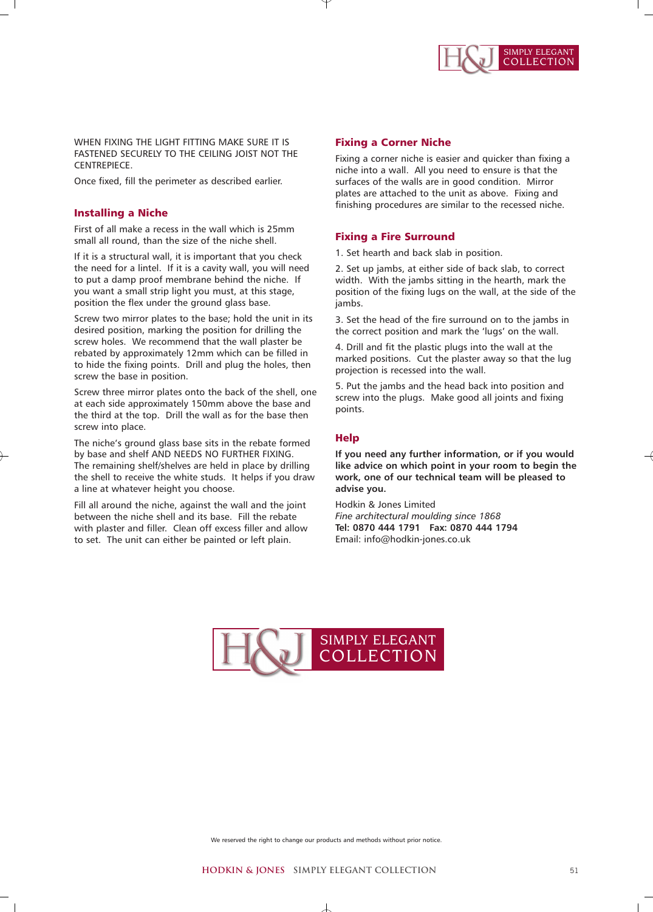WHEN FIXING THE LIGHT FITTING MAKE SURE IT IS FASTENED SECURELY TO THE CEILING JOIST NOT THE CENTREPIECE.

Once fixed, fill the perimeter as described earlier.

## Installing a Niche

First of all make a recess in the wall which is 25mm small all round, than the size of the niche shell.

If it is a structural wall, it is important that you check the need for a lintel. If it is a cavity wall, you will need to put a damp proof membrane behind the niche. If you want a small strip light you must, at this stage, position the flex under the ground glass base.

Screw two mirror plates to the base; hold the unit in its desired position, marking the position for drilling the screw holes. We recommend that the wall plaster be rebated by approximately 12mm which can be filled in to hide the fixing points. Drill and plug the holes, then screw the base in position.

Screw three mirror plates onto the back of the shell, one at each side approximately 150mm above the base and the third at the top. Drill the wall as for the base then screw into place.

The niche's ground glass base sits in the rebate formed by base and shelf AND NEEDS NO FURTHER FIXING. The remaining shelf/shelves are held in place by drilling the shell to receive the white studs. It helps if you draw a line at whatever height you choose.

Fill all around the niche, against the wall and the joint between the niche shell and its base. Fill the rebate with plaster and filler. Clean off excess filler and allow to set. The unit can either be painted or left plain.

## Fixing a Corner Niche

Fixing a corner niche is easier and quicker than fixing a niche into a wall. All you need to ensure is that the surfaces of the walls are in good condition. Mirror plates are attached to the unit as above. Fixing and finishing procedures are similar to the recessed niche.

## Fixing a Fire Surround

1. Set hearth and back slab in position.

2. Set up jambs, at either side of back slab, to correct width. With the jambs sitting in the hearth, mark the position of the fixing lugs on the wall, at the side of the jambs.

3. Set the head of the fire surround on to the jambs in the correct position and mark the 'lugs' on the wall.

4. Drill and fit the plastic plugs into the wall at the marked positions. Cut the plaster away so that the lug projection is recessed into the wall.

5. Put the jambs and the head back into position and screw into the plugs. Make good all joints and fixing points.

## Help

**If you need any further information, or if you would like advice on which point in your room to begin the work, one of our technical team will be pleased to advise you.**

Hodkin & Jones Limited
*Fine architectural moulding since 1868*
**Tel: 0870 444 1791 Fax: 0870 444 1794**
Email: info@hodkin-jones.co.uk

H&J SIMPLY ELEGANT COLLECTION

We reserved the right to change our products and methods without prior notice.